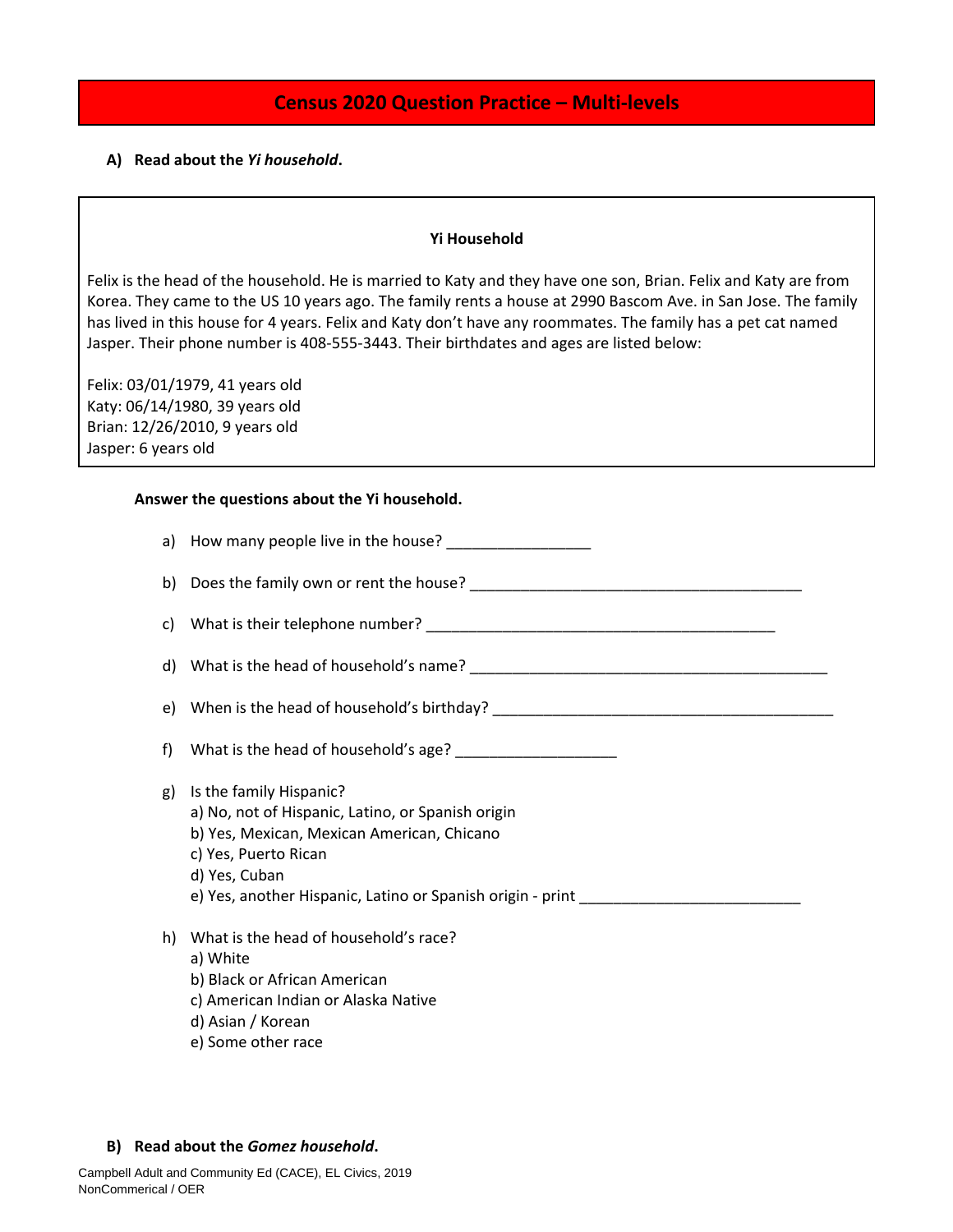# Census 2020 Question Practice – Multi-levels

**A) Read about the *Yi household*.**

**Yi Household**

Felix is the head of the household. He is married to Katy and they have one son, Brian. Felix and Katy are from Korea. They came to the US 10 years ago. The family rents a house at 2990 Bascom Ave. in San Jose. The family has lived in this house for 4 years. Felix and Katy don't have any roommates. The family has a pet cat named Jasper. Their phone number is 408-555-3443. Their birthdates and ages are listed below:

Felix: 03/01/1979, 41 years old
Katy: 06/14/1980, 39 years old
Brian: 12/26/2010, 9 years old
Jasper: 6 years old

**Answer the questions about the Yi household.**

a) How many people live in the house? _________________

b) Does the family own or rent the house? ________________________________________

c) What is their telephone number? __________________________________________

d) What is the head of household's name? ___________________________________________

e) When is the head of household's birthday? _________________________________________

f) What is the head of household's age? ___________________

g) Is the family Hispanic?
   a) No, not of Hispanic, Latino, or Spanish origin
   b) Yes, Mexican, Mexican American, Chicano
   c) Yes, Puerto Rican
   d) Yes, Cuban
   e) Yes, another Hispanic, Latino or Spanish origin - print __________________________

h) What is the head of household's race?
   a) White
   b) Black or African American
   c) American Indian or Alaska Native
   d) Asian / Korean
   e) Some other race

**B) Read about the *Gomez household*.**

Campbell Adult and Community Ed (CACE), EL Civics, 2019
NonCommerical / OER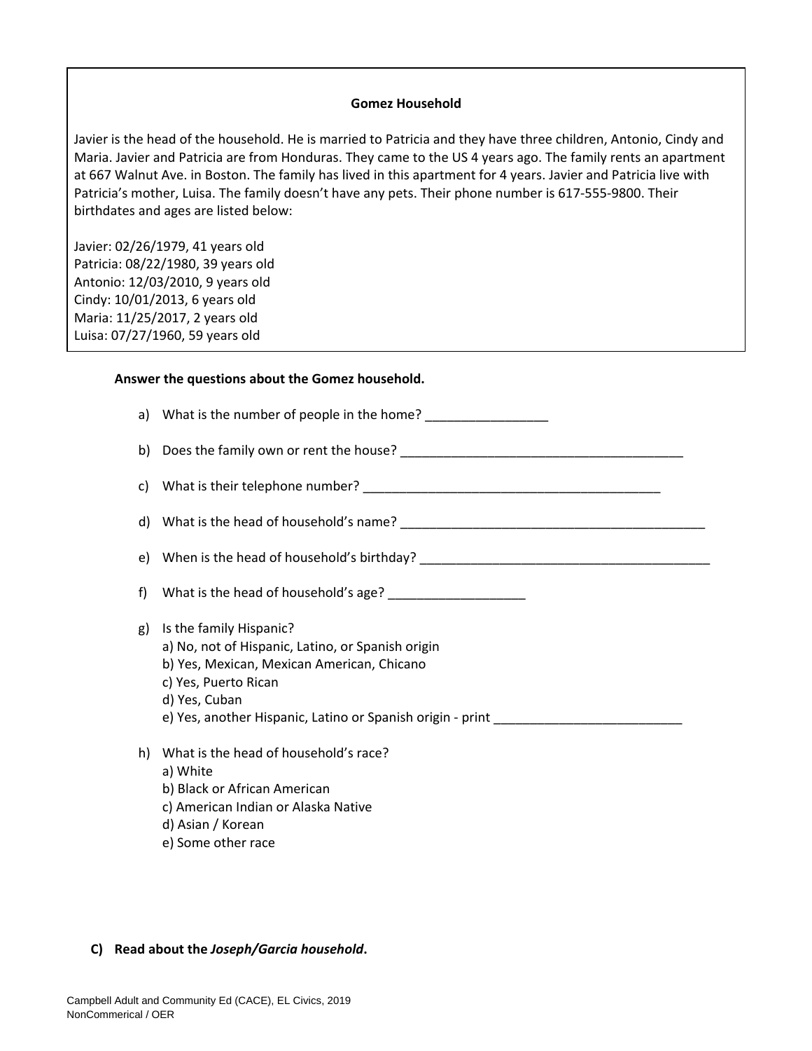**Gomez Household**

Javier is the head of the household. He is married to Patricia and they have three children, Antonio, Cindy and Maria. Javier and Patricia are from Honduras. They came to the US 4 years ago. The family rents an apartment at 667 Walnut Ave. in Boston. The family has lived in this apartment for 4 years. Javier and Patricia live with Patricia's mother, Luisa. The family doesn't have any pets. Their phone number is 617-555-9800. Their birthdates and ages are listed below:

Javier: 02/26/1979, 41 years old
Patricia: 08/22/1980, 39 years old
Antonio: 12/03/2010, 9 years old
Cindy: 10/01/2013, 6 years old
Maria: 11/25/2017, 2 years old
Luisa: 07/27/1960, 59 years old

**Answer the questions about the Gomez household.**

a) What is the number of people in the home? _________________

b) Does the family own or rent the house? ________________________________________

c) What is their telephone number? ___________________________________________

d) What is the head of household's name? ____________________________________________

e) When is the head of household's birthday? _________________________________________

f) What is the head of household's age? ___________________

g) Is the family Hispanic?
a) No, not of Hispanic, Latino, or Spanish origin
b) Yes, Mexican, Mexican American, Chicano
c) Yes, Puerto Rican
d) Yes, Cuban
e) Yes, another Hispanic, Latino or Spanish origin - print ___________________________

h) What is the head of household's race?
a) White
b) Black or African American
c) American Indian or Alaska Native
d) Asian / Korean
e) Some other race

**C) Read about the *Joseph/Garcia household*.**

Campbell Adult and Community Ed (CACE), EL Civics, 2019
NonCommerical / OER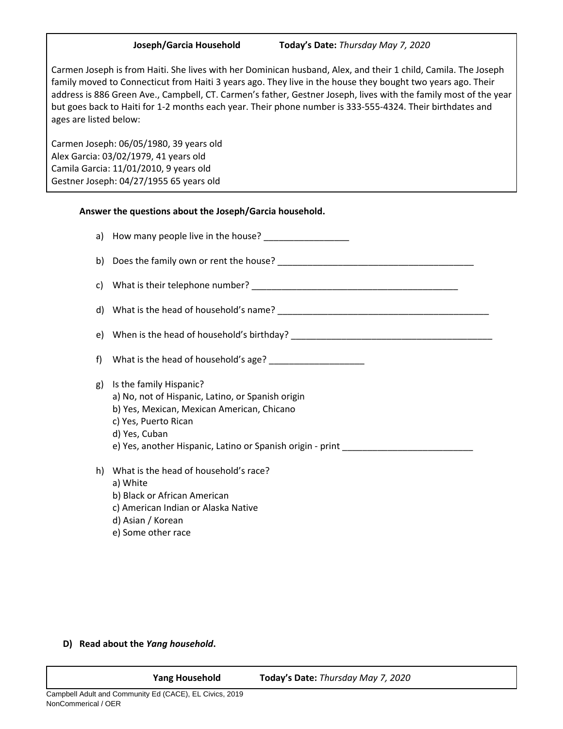**Joseph/Garcia Household** **Today's Date:** *Thursday May 7, 2020*

Carmen Joseph is from Haiti. She lives with her Dominican husband, Alex, and their 1 child, Camila. The Joseph family moved to Connecticut from Haiti 3 years ago. They live in the house they bought two years ago. Their address is 886 Green Ave., Campbell, CT. Carmen's father, Gestner Joseph, lives with the family most of the year but goes back to Haiti for 1-2 months each year. Their phone number is 333-555-4324. Their birthdates and ages are listed below:

Carmen Joseph: 06/05/1980, 39 years old
Alex Garcia: 03/02/1979, 41 years old
Camila Garcia: 11/01/2010, 9 years old
Gestner Joseph: 04/27/1955 65 years old

**Answer the questions about the Joseph/Garcia household.**

a) How many people live in the house? _________________

b) Does the family own or rent the house? ________________________________________

c) What is their telephone number? ___________________________________________

d) What is the head of household's name? ____________________________________________

e) When is the head of household's birthday? __________________________________________

f) What is the head of household's age? ___________________

g) Is the family Hispanic?
   a) No, not of Hispanic, Latino, or Spanish origin
   b) Yes, Mexican, Mexican American, Chicano
   c) Yes, Puerto Rican
   d) Yes, Cuban
   e) Yes, another Hispanic, Latino or Spanish origin - print ___________________________

h) What is the head of household's race?
   a) White
   b) Black or African American
   c) American Indian or Alaska Native
   d) Asian / Korean
   e) Some other race

**D) Read about the *Yang household*.**

**Yang Household** **Today's Date:** *Thursday May 7, 2020*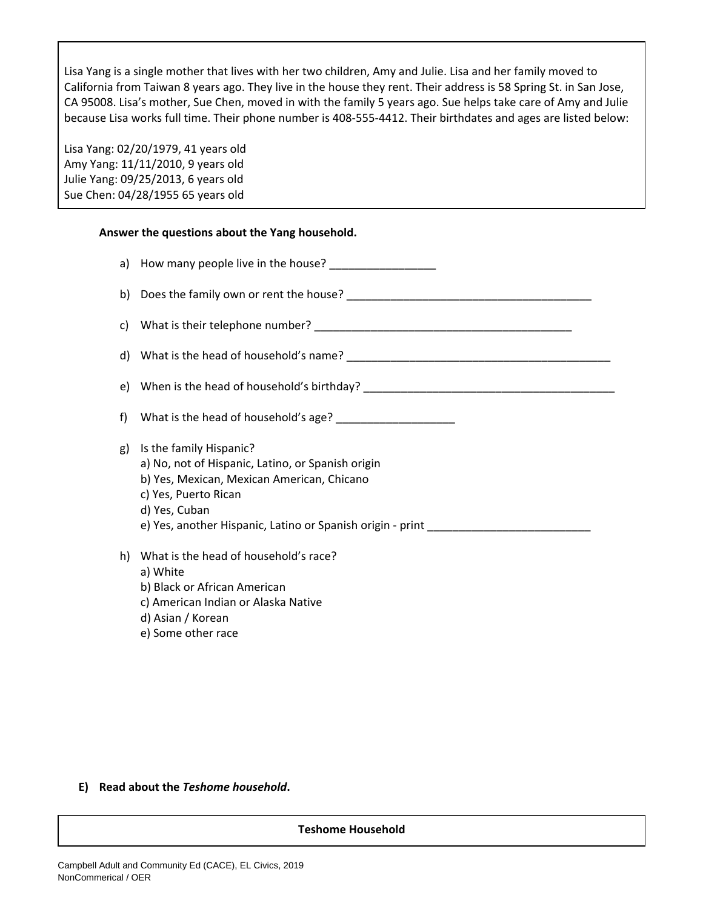Lisa Yang is a single mother that lives with her two children, Amy and Julie. Lisa and her family moved to California from Taiwan 8 years ago. They live in the house they rent. Their address is 58 Spring St. in San Jose, CA 95008. Lisa's mother, Sue Chen, moved in with the family 5 years ago. Sue helps take care of Amy and Julie because Lisa works full time. Their phone number is 408-555-4412. Their birthdates and ages are listed below:

Lisa Yang: 02/20/1979, 41 years old
Amy Yang: 11/11/2010, 9 years old
Julie Yang: 09/25/2013, 6 years old
Sue Chen: 04/28/1955 65 years old

**Answer the questions about the Yang household.**

a) How many people live in the house? _________________

b) Does the family own or rent the house? ________________________________________

c) What is their telephone number? __________________________________________

d) What is the head of household's name? ____________________________________________

e) When is the head of household's birthday? __________________________________________

f) What is the head of household's age? ___________________

g) Is the family Hispanic?
a) No, not of Hispanic, Latino, or Spanish origin
b) Yes, Mexican, Mexican American, Chicano
c) Yes, Puerto Rican
d) Yes, Cuban
e) Yes, another Hispanic, Latino or Spanish origin - print ___________________________

h) What is the head of household's race?
a) White
b) Black or African American
c) American Indian or Alaska Native
d) Asian / Korean
e) Some other race

**E) Read about the *Teshome household*.**

| Teshome Household |
|---|

Campbell Adult and Community Ed (CACE), EL Civics, 2019
NonCommerical / OER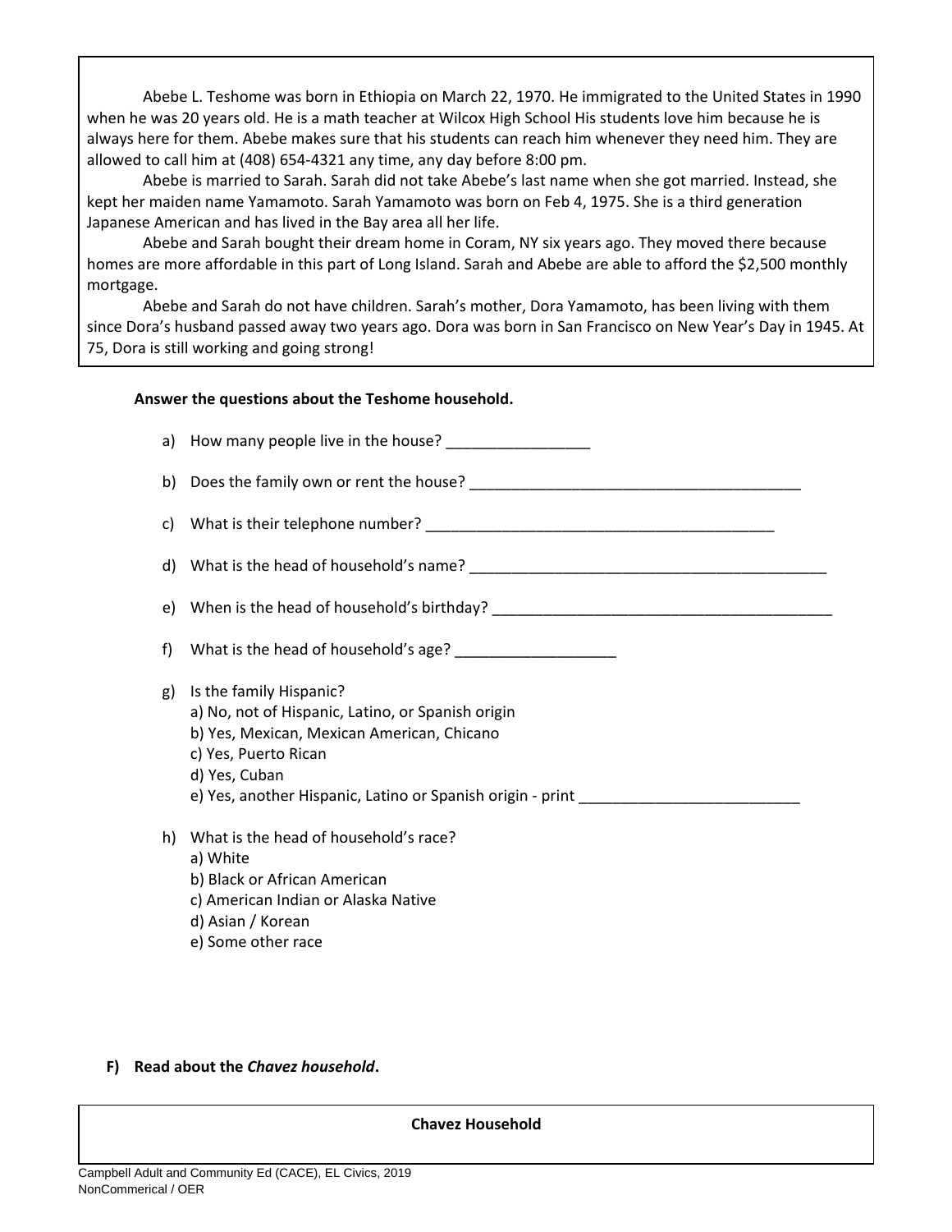Abebe L. Teshome was born in Ethiopia on March 22, 1970. He immigrated to the United States in 1990 when he was 20 years old. He is a math teacher at Wilcox High School His students love him because he is always here for them. Abebe makes sure that his students can reach him whenever they need him. They are allowed to call him at (408) 654-4321 any time, any day before 8:00 pm.

Abebe is married to Sarah. Sarah did not take Abebe's last name when she got married. Instead, she kept her maiden name Yamamoto. Sarah Yamamoto was born on Feb 4, 1975. She is a third generation Japanese American and has lived in the Bay area all her life.

Abebe and Sarah bought their dream home in Coram, NY six years ago. They moved there because homes are more affordable in this part of Long Island. Sarah and Abebe are able to afford the $2,500 monthly mortgage.

Abebe and Sarah do not have children. Sarah's mother, Dora Yamamoto, has been living with them since Dora's husband passed away two years ago. Dora was born in San Francisco on New Year's Day in 1945. At 75, Dora is still working and going strong!

**Answer the questions about the Teshome household.**

a) How many people live in the house? _________________

b) Does the family own or rent the house? ________________________________________

c) What is their telephone number? ___________________________________________

d) What is the head of household's name? ____________________________________________

e) When is the head of household's birthday? __________________________________________

f) What is the head of household's age? ___________________

g) Is the family Hispanic?
   a) No, not of Hispanic, Latino, or Spanish origin
   b) Yes, Mexican, Mexican American, Chicano
   c) Yes, Puerto Rican
   d) Yes, Cuban
   e) Yes, another Hispanic, Latino or Spanish origin - print ___________________________

h) What is the head of household's race?
   a) White
   b) Black or African American
   c) American Indian or Alaska Native
   d) Asian / Korean
   e) Some other race

**F) Read about the *Chavez household*.**

**Chavez Household**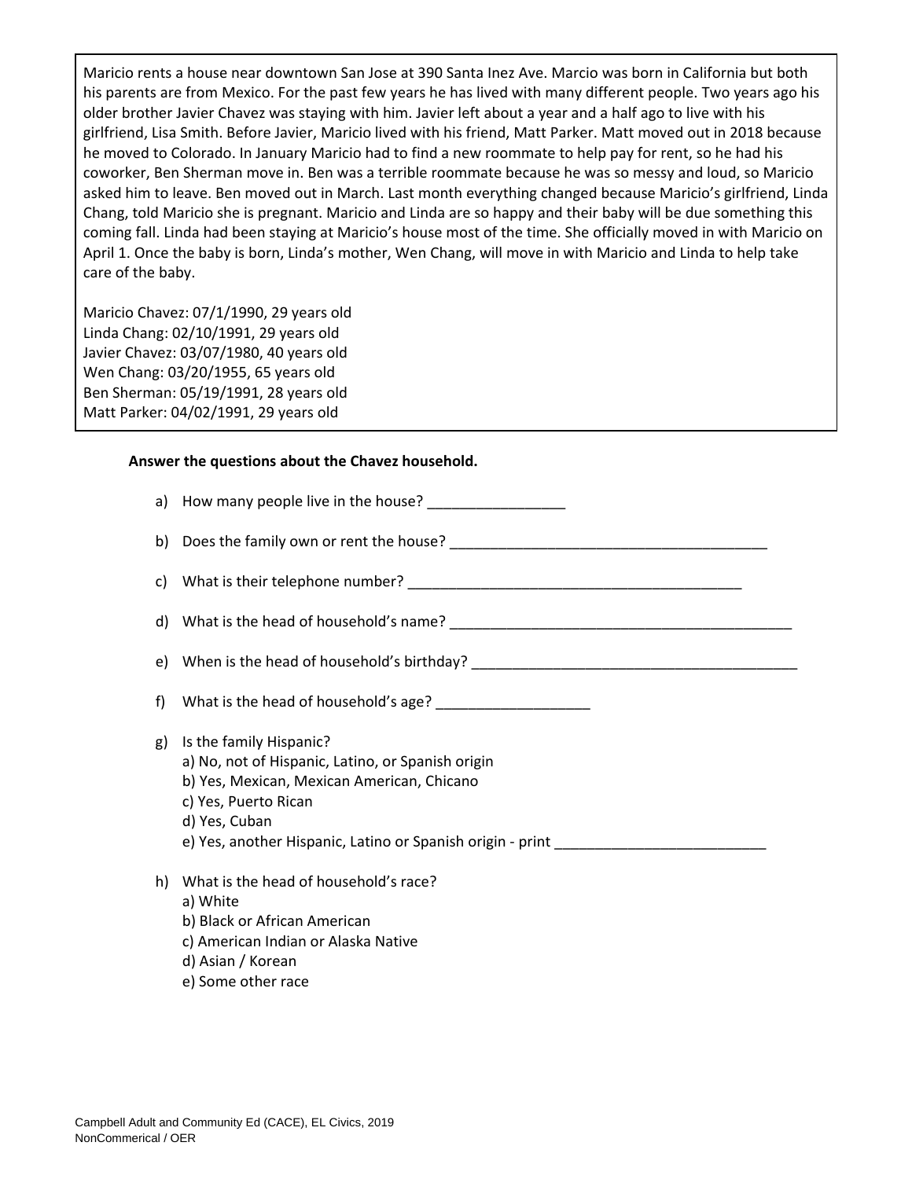Maricio rents a house near downtown San Jose at 390 Santa Inez Ave. Marcio was born in California but both his parents are from Mexico. For the past few years he has lived with many different people. Two years ago his older brother Javier Chavez was staying with him. Javier left about a year and a half ago to live with his girlfriend, Lisa Smith. Before Javier, Maricio lived with his friend, Matt Parker. Matt moved out in 2018 because he moved to Colorado. In January Maricio had to find a new roommate to help pay for rent, so he had his coworker, Ben Sherman move in. Ben was a terrible roommate because he was so messy and loud, so Maricio asked him to leave. Ben moved out in March. Last month everything changed because Maricio's girlfriend, Linda Chang, told Maricio she is pregnant. Maricio and Linda are so happy and their baby will be due something this coming fall. Linda had been staying at Maricio's house most of the time. She officially moved in with Maricio on April 1. Once the baby is born, Linda's mother, Wen Chang, will move in with Maricio and Linda to help take care of the baby.

Maricio Chavez: 07/1/1990, 29 years old
Linda Chang: 02/10/1991, 29 years old
Javier Chavez: 03/07/1980, 40 years old
Wen Chang: 03/20/1955, 65 years old
Ben Sherman: 05/19/1991, 28 years old
Matt Parker: 04/02/1991, 29 years old

**Answer the questions about the Chavez household.**

a) How many people live in the house? _________________

b) Does the family own or rent the house? ________________________________________

c) What is their telephone number? __________________________________________

d) What is the head of household's name? ____________________________________________

e) When is the head of household's birthday? _________________________________________

f) What is the head of household's age? ___________________

g) Is the family Hispanic?
a) No, not of Hispanic, Latino, or Spanish origin
b) Yes, Mexican, Mexican American, Chicano
c) Yes, Puerto Rican
d) Yes, Cuban
e) Yes, another Hispanic, Latino or Spanish origin - print ___________________________

h) What is the head of household's race?
a) White
b) Black or African American
c) American Indian or Alaska Native
d) Asian / Korean
e) Some other race